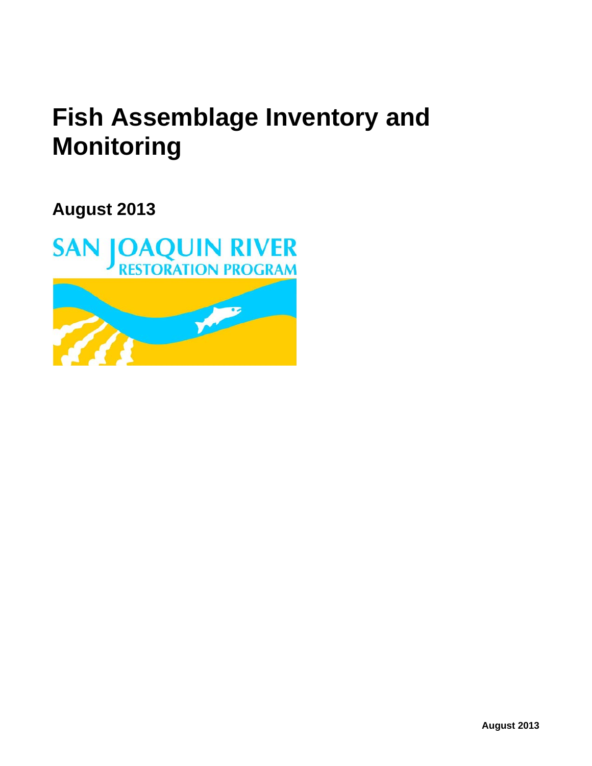# Fish Assemblage Inventory and Monitoring

**August 2013**

SAN JOAQUIN RIVER
RESTORATION PROGRAM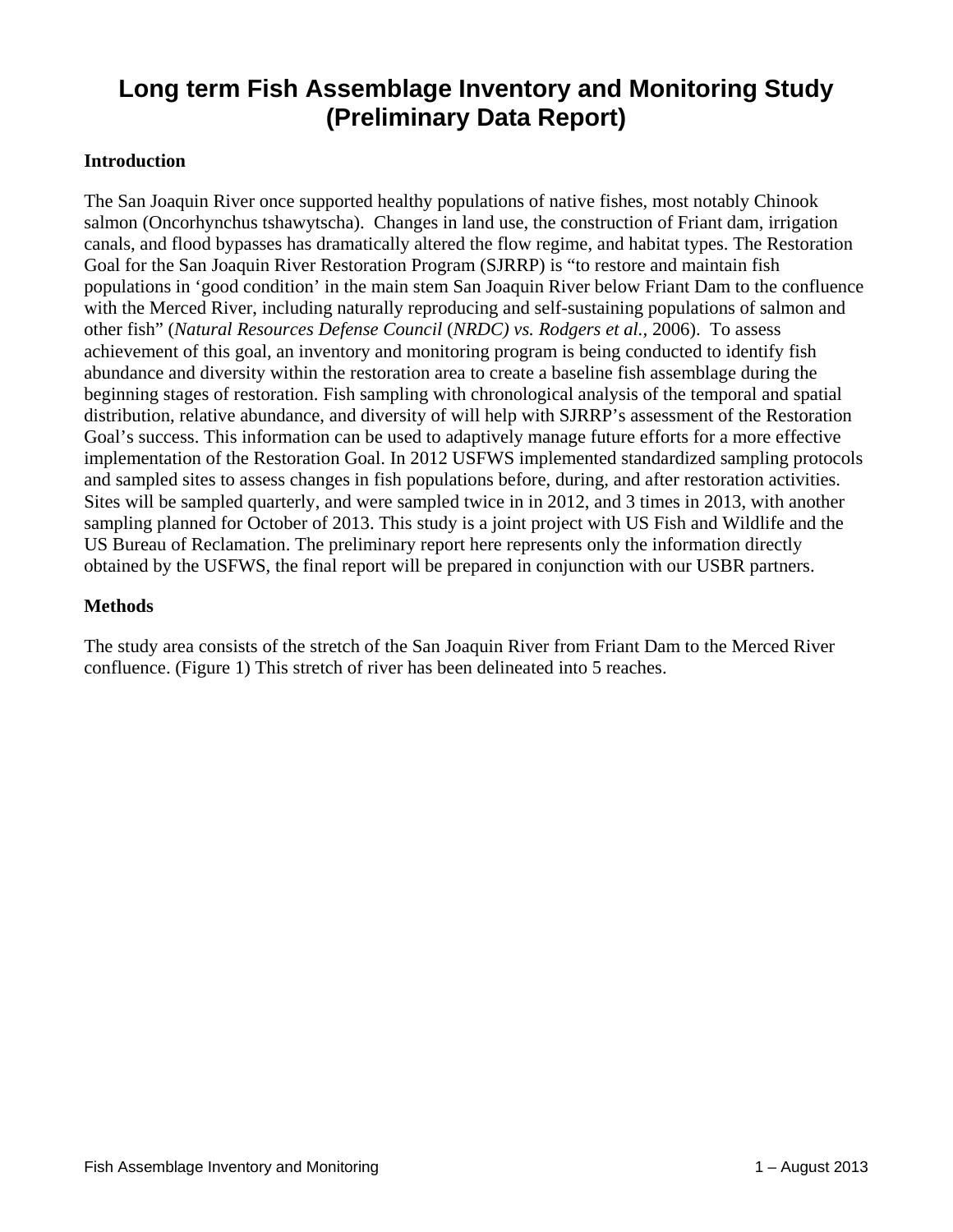# Long term Fish Assemblage Inventory and Monitoring Study (Preliminary Data Report)

**Introduction**

The San Joaquin River once supported healthy populations of native fishes, most notably Chinook salmon (Oncorhynchus tshawytscha). Changes in land use, the construction of Friant dam, irrigation canals, and flood bypasses has dramatically altered the flow regime, and habitat types. The Restoration Goal for the San Joaquin River Restoration Program (SJRRP) is "to restore and maintain fish populations in 'good condition' in the main stem San Joaquin River below Friant Dam to the confluence with the Merced River, including naturally reproducing and self-sustaining populations of salmon and other fish" (*Natural Resources Defense Council* (*NRDC) vs. Rodgers et al.*, 2006). To assess achievement of this goal, an inventory and monitoring program is being conducted to identify fish abundance and diversity within the restoration area to create a baseline fish assemblage during the beginning stages of restoration. Fish sampling with chronological analysis of the temporal and spatial distribution, relative abundance, and diversity of will help with SJRRP's assessment of the Restoration Goal's success. This information can be used to adaptively manage future efforts for a more effective implementation of the Restoration Goal. In 2012 USFWS implemented standardized sampling protocols and sampled sites to assess changes in fish populations before, during, and after restoration activities. Sites will be sampled quarterly, and were sampled twice in in 2012, and 3 times in 2013, with another sampling planned for October of 2013. This study is a joint project with US Fish and Wildlife and the US Bureau of Reclamation. The preliminary report here represents only the information directly obtained by the USFWS, the final report will be prepared in conjunction with our USBR partners.

**Methods**

The study area consists of the stretch of the San Joaquin River from Friant Dam to the Merced River confluence. (Figure 1) This stretch of river has been delineated into 5 reaches.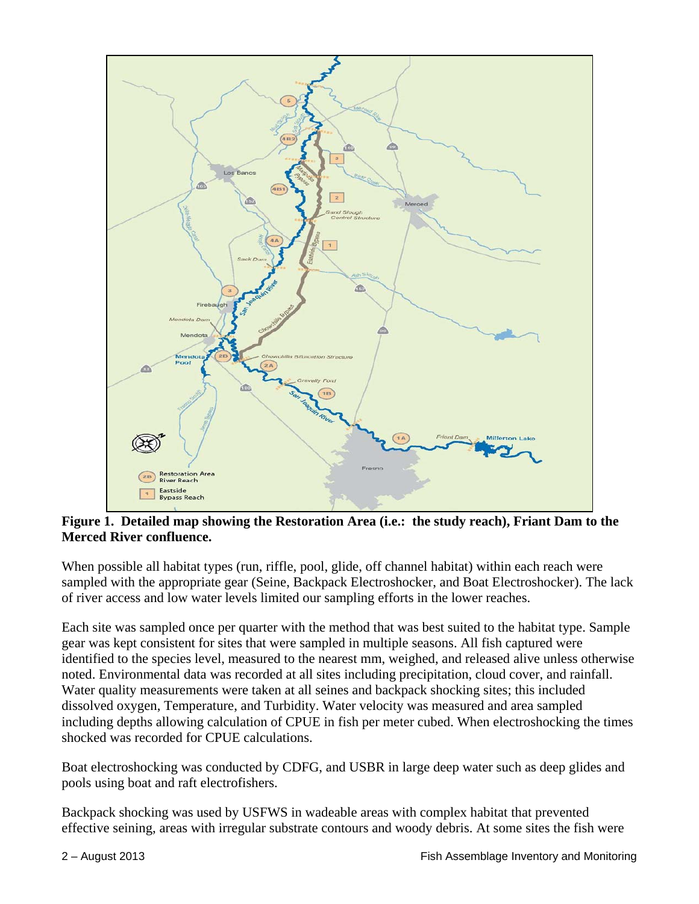**Figure 1. Detailed map showing the Restoration Area (i.e.: the study reach), Friant Dam to the Merced River confluence.**

When possible all habitat types (run, riffle, pool, glide, off channel habitat) within each reach were sampled with the appropriate gear (Seine, Backpack Electroshocker, and Boat Electroshocker). The lack of river access and low water levels limited our sampling efforts in the lower reaches.

Each site was sampled once per quarter with the method that was best suited to the habitat type. Sample gear was kept consistent for sites that were sampled in multiple seasons. All fish captured were identified to the species level, measured to the nearest mm, weighed, and released alive unless otherwise noted. Environmental data was recorded at all sites including precipitation, cloud cover, and rainfall. Water quality measurements were taken at all seines and backpack shocking sites; this included dissolved oxygen, Temperature, and Turbidity. Water velocity was measured and area sampled including depths allowing calculation of CPUE in fish per meter cubed. When electroshocking the times shocked was recorded for CPUE calculations.

Boat electroshocking was conducted by CDFG, and USBR in large deep water such as deep glides and pools using boat and raft electrofishers.

Backpack shocking was used by USFWS in wadeable areas with complex habitat that prevented effective seining, areas with irregular substrate contours and woody debris. At some sites the fish were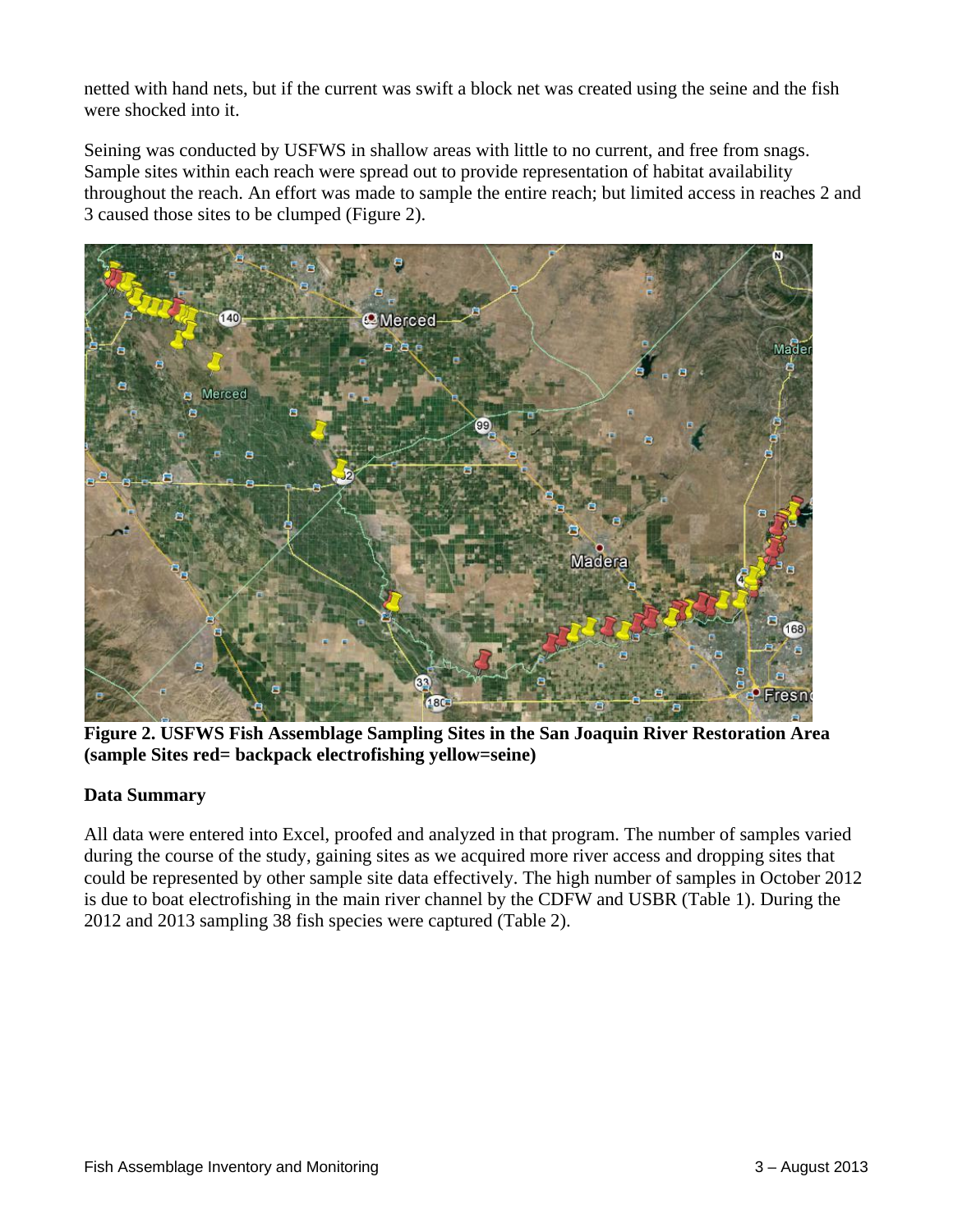netted with hand nets, but if the current was swift a block net was created using the seine and the fish were shocked into it.

Seining was conducted by USFWS in shallow areas with little to no current, and free from snags. Sample sites within each reach were spread out to provide representation of habitat availability throughout the reach. An effort was made to sample the entire reach; but limited access in reaches 2 and 3 caused those sites to be clumped (Figure 2).

**Figure 2. USFWS Fish Assemblage Sampling Sites in the San Joaquin River Restoration Area (sample Sites red= backpack electrofishing yellow=seine)**

### Data Summary

All data were entered into Excel, proofed and analyzed in that program. The number of samples varied during the course of the study, gaining sites as we acquired more river access and dropping sites that could be represented by other sample site data effectively. The high number of samples in October 2012 is due to boat electrofishing in the main river channel by the CDFW and USBR (Table 1). During the 2012 and 2013 sampling 38 fish species were captured (Table 2).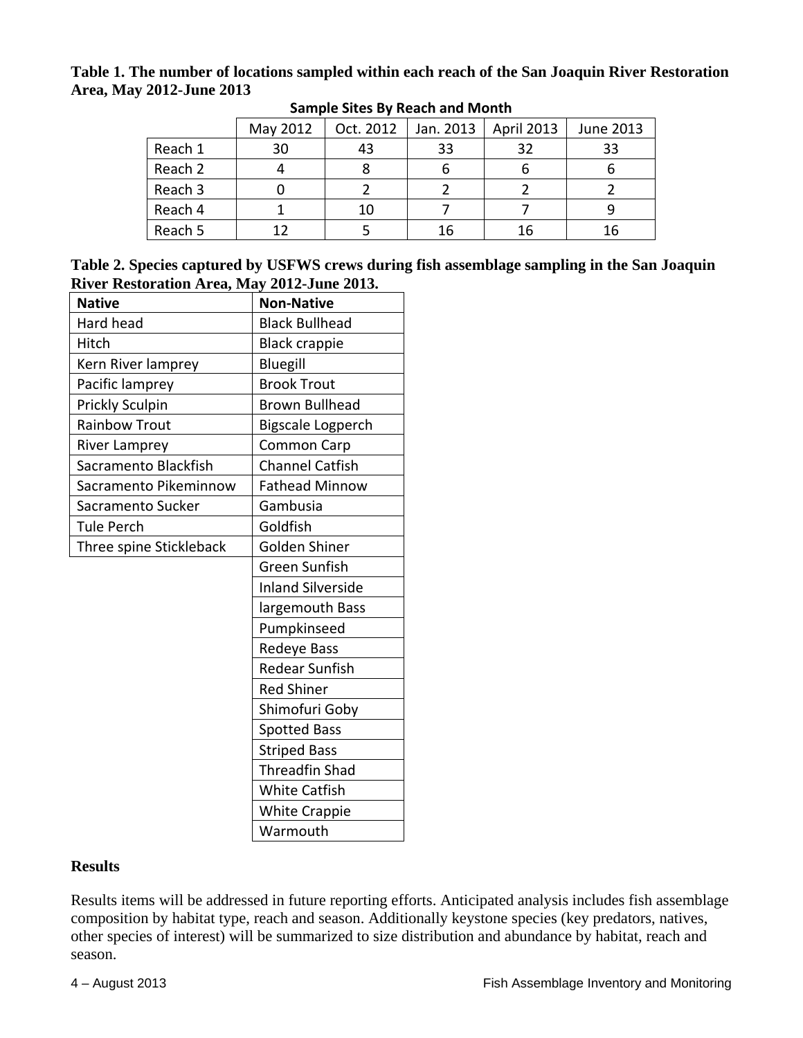**Table 1. The number of locations sampled within each reach of the San Joaquin River Restoration Area, May 2012-June 2013**

**Sample Sites By Reach and Month**

| | May 2012 | Oct. 2012 | Jan. 2013 | April 2013 | June 2013 |
|---|---|---|---|---|---|
| Reach 1 | 30 | 43 | 33 | 32 | 33 |
| Reach 2 | 4 | 8 | 6 | 6 | 6 |
| Reach 3 | 0 | 2 | 2 | 2 | 2 |
| Reach 4 | 1 | 10 | 7 | 7 | 9 |
| Reach 5 | 12 | 5 | 16 | 16 | 16 |

**Table 2. Species captured by USFWS crews during fish assemblage sampling in the San Joaquin River Restoration Area, May 2012-June 2013.**

| Native | Non-Native |
|---|---|
| Hard head | Black Bullhead |
| Hitch | Black crappie |
| Kern River lamprey | Bluegill |
| Pacific lamprey | Brook Trout |
| Prickly Sculpin | Brown Bullhead |
| Rainbow Trout | Bigscale Logperch |
| River Lamprey | Common Carp |
| Sacramento Blackfish | Channel Catfish |
| Sacramento Pikeminnow | Fathead Minnow |
| Sacramento Sucker | Gambusia |
| Tule Perch | Goldfish |
| Three spine Stickleback | Golden Shiner |
| | Green Sunfish |
| | Inland Silverside |
| | largemouth Bass |
| | Pumpkinseed |
| | Redeye Bass |
| | Redear Sunfish |
| | Red Shiner |
| | Shimofuri Goby |
| | Spotted Bass |
| | Striped Bass |
| | Threadfin Shad |
| | White Catfish |
| | White Crappie |
| | Warmouth |

## Results

Results items will be addressed in future reporting efforts. Anticipated analysis includes fish assemblage composition by habitat type, reach and season. Additionally keystone species (key predators, natives, other species of interest) will be summarized to size distribution and abundance by habitat, reach and season.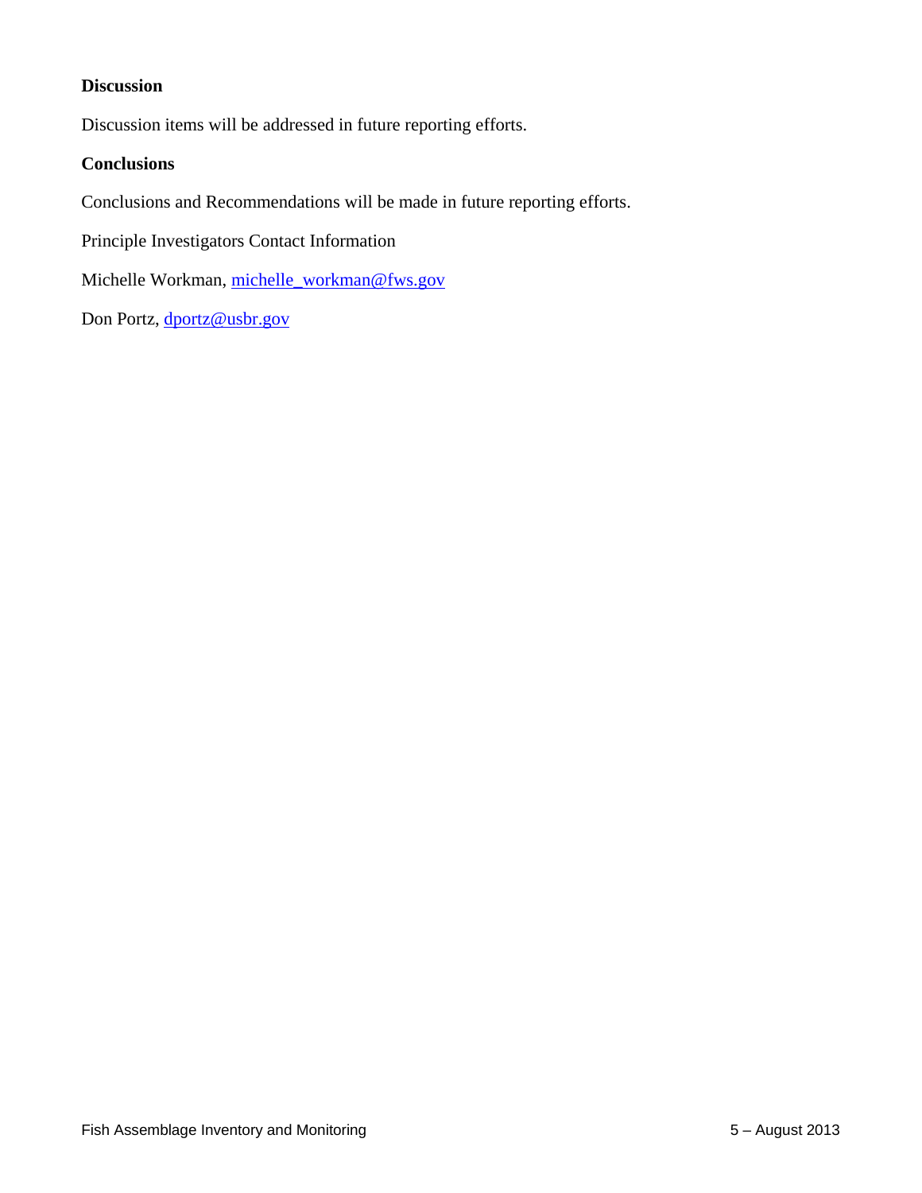## Discussion

Discussion items will be addressed in future reporting efforts.

## Conclusions

Conclusions and Recommendations will be made in future reporting efforts.

Principle Investigators Contact Information

Michelle Workman, michelle_workman@fws.gov

Don Portz, dportz@usbr.gov